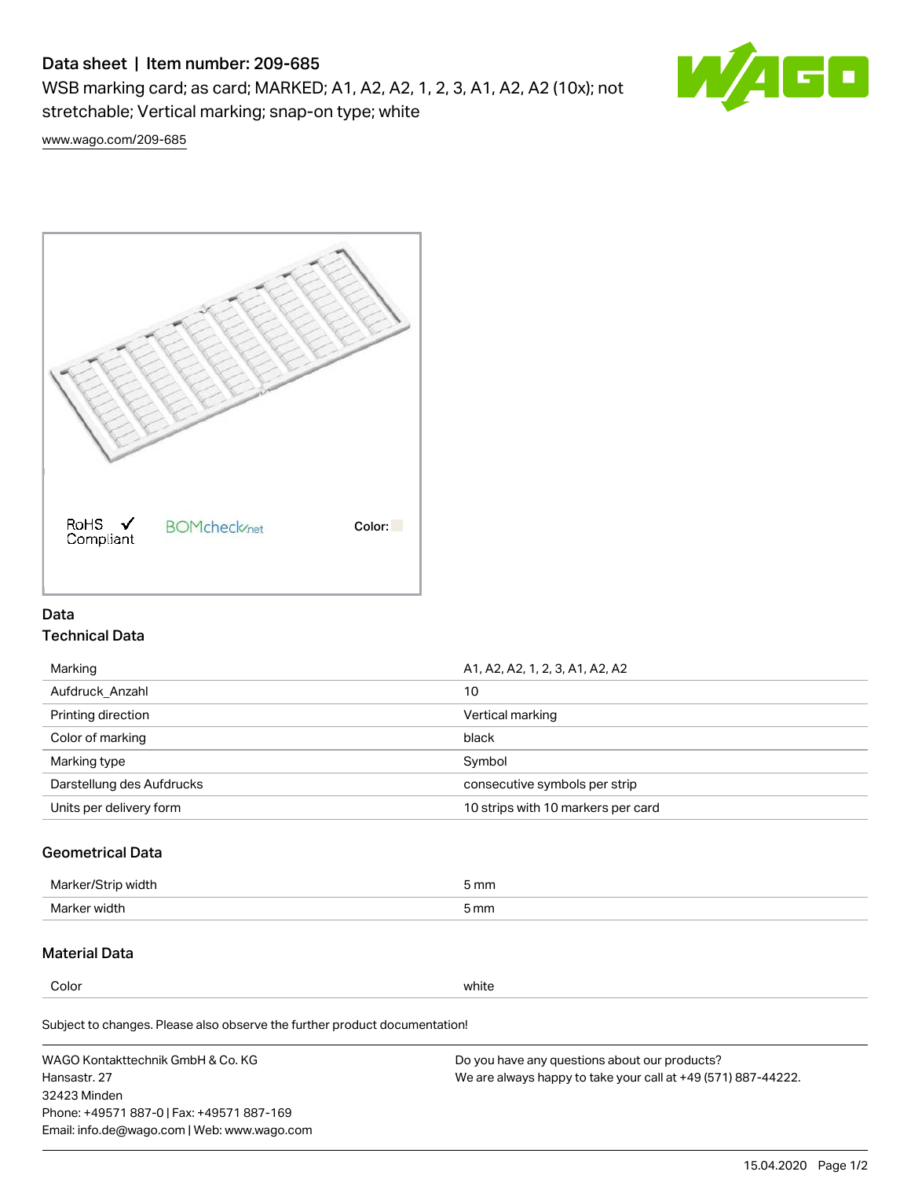# Data sheet | Item number: 209-685

WSB marking card; as card; MARKED; A1, A2, A2, 1, 2, 3, A1, A2, A2 (10x); not stretchable; Vertical marking; snap-on type; white

www.wago.com/209-685

RoHS Compliant BOMcheck.net Color:

## Data

### Technical Data

| | |
|---|---|
| Marking | A1, A2, A2, 1, 2, 3, A1, A2, A2 |
| Aufdruck_Anzahl | 10 |
| Printing direction | Vertical marking |
| Color of marking | black |
| Marking type | Symbol |
| Darstellung des Aufdrucks | consecutive symbols per strip |
| Units per delivery form | 10 strips with 10 markers per card |

### Geometrical Data

| | |
|---|---|
| Marker/Strip width | 5 mm |
| Marker width | 5 mm |

### Material Data

| | |
|---|---|
| Color | white |

Subject to changes. Please also observe the further product documentation!

WAGO Kontakttechnik GmbH & Co. KG
Hansastr. 27
32423 Minden
Phone: +49571 887-0 | Fax: +49571 887-169
Email: info.de@wago.com | Web: www.wago.com

Do you have any questions about our products?
We are always happy to take your call at +49 (571) 887-44222.

15.04.2020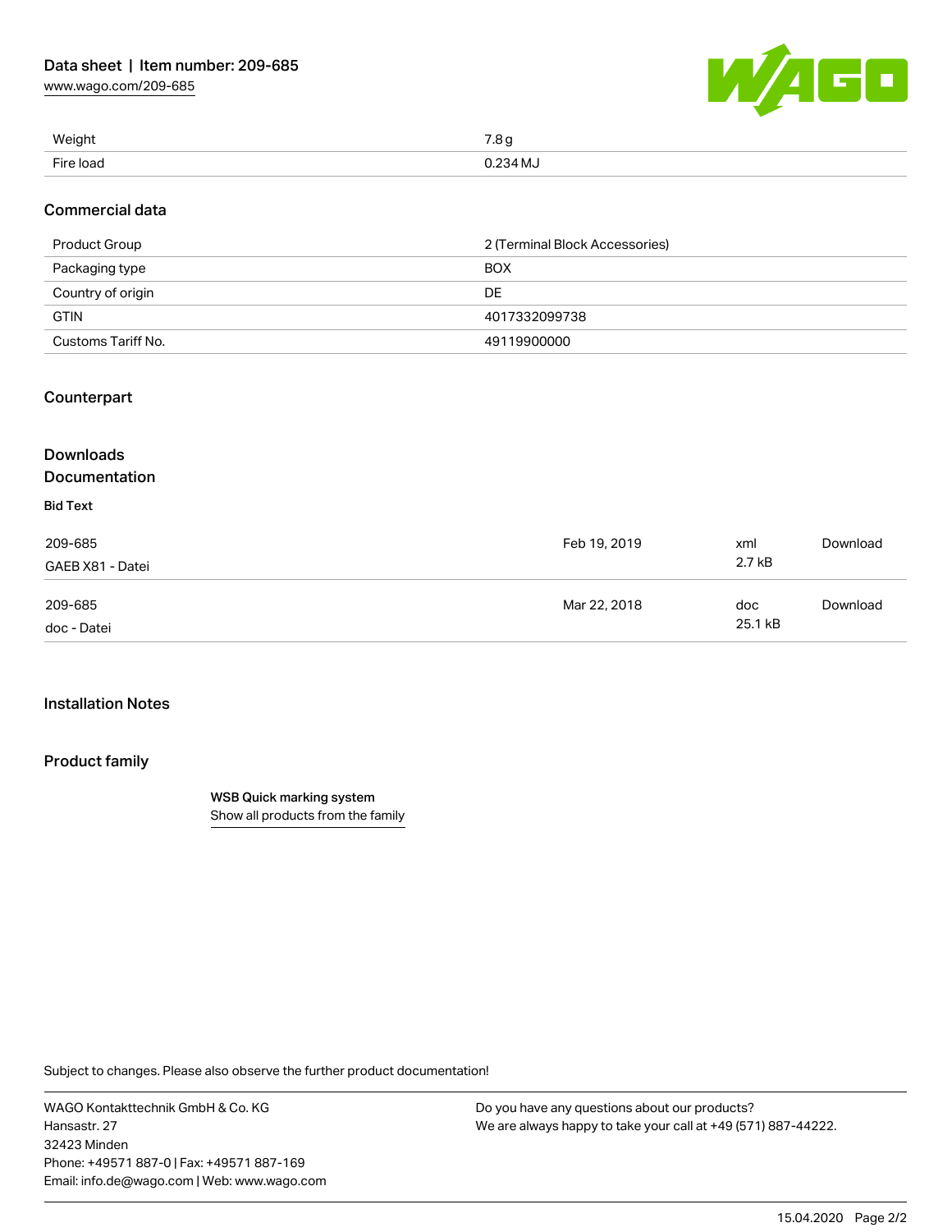| | |
|---|---|
| Weight | 7.8 g |
| Fire load | 0.234 MJ |

## Commercial data

| | |
|---|---|
| Product Group | 2 (Terminal Block Accessories) |
| Packaging type | BOX |
| Country of origin | DE |
| GTIN | 4017332099738 |
| Customs Tariff No. | 49119900000 |

## Counterpart

## Downloads
## Documentation

**Bid Text**

| | | | |
|---|---|---|---|
| 209-685<br>GAEB X81 - Datei | Feb 19, 2019 | xml<br>2.7 kB | Download |
| 209-685<br>doc - Datei | Mar 22, 2018 | doc<br>25.1 kB | Download |

## Installation Notes

## Product family

**WSB Quick marking system**
Show all products from the family

Subject to changes. Please also observe the further product documentation!

WAGO Kontakttechnik GmbH & Co. KG
Hansastr. 27
32423 Minden
Phone: +49571 887-0 | Fax: +49571 887-169
Email: info.de@wago.com | Web: www.wago.com

Do you have any questions about our products?
We are always happy to take your call at +49 (571) 887-44222.

15.04.2020